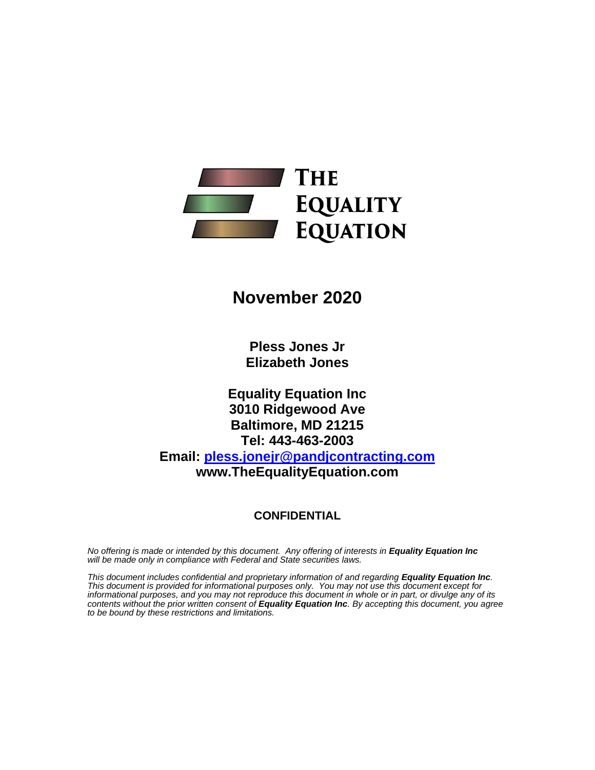# THE EQUALITY EQUATION

## November 2020

**Pless Jones Jr**
**Elizabeth Jones**

**Equality Equation Inc**
**3010 Ridgewood Ave**
**Baltimore, MD 21215**
**Tel: 443-463-2003**
**Email: pless.jonejr@pandjcontracting.com**
**www.TheEqualityEquation.com**

**CONFIDENTIAL**

*No offering is made or intended by this document. Any offering of interests in **Equality Equation Inc** will be made only in compliance with Federal and State securities laws.*

*This document includes confidential and proprietary information of and regarding **Equality Equation Inc**. This document is provided for informational purposes only. You may not use this document except for informational purposes, and you may not reproduce this document in whole or in part, or divulge any of its contents without the prior written consent of **Equality Equation Inc**. By accepting this document, you agree to be bound by these restrictions and limitations.*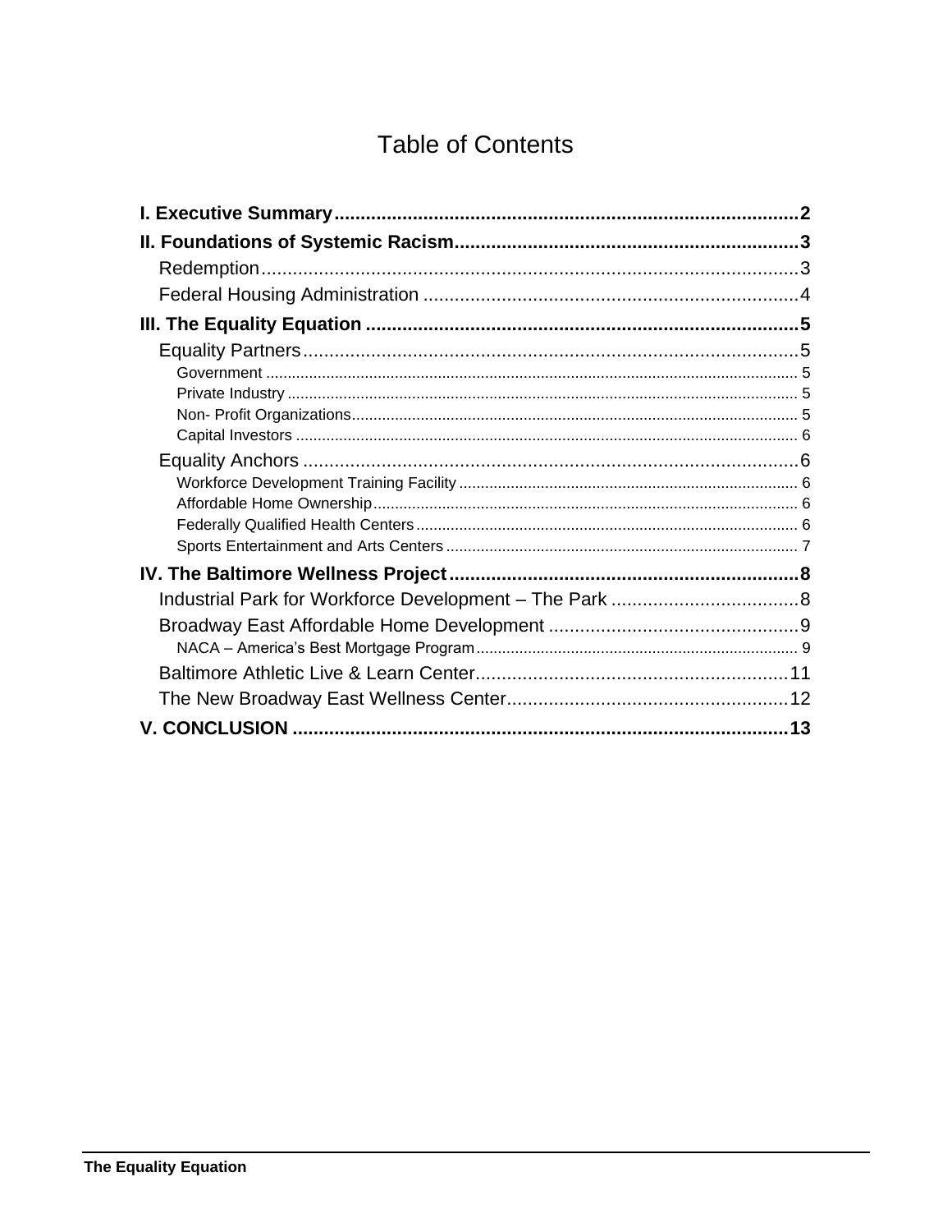# Table of Contents

**I. Executive Summary** .......... **2**

**II. Foundations of Systemic Racism** .......... **3**

- Redemption .......... 3
- Federal Housing Administration .......... 4

**III. The Equality Equation** .......... **5**

- Equality Partners .......... 5
  - Government .......... 5
  - Private Industry .......... 5
  - Non- Profit Organizations .......... 5
  - Capital Investors .......... 6
- Equality Anchors .......... 6
  - Workforce Development Training Facility .......... 6
  - Affordable Home Ownership .......... 6
  - Federally Qualified Health Centers .......... 6
  - Sports Entertainment and Arts Centers .......... 7

**IV. The Baltimore Wellness Project** .......... **8**

- Industrial Park for Workforce Development – The Park .......... 8
- Broadway East Affordable Home Development .......... 9
  - NACA – America's Best Mortgage Program .......... 9
- Baltimore Athletic Live & Learn Center .......... 11
- The New Broadway East Wellness Center .......... 12

**V. CONCLUSION** .......... **13**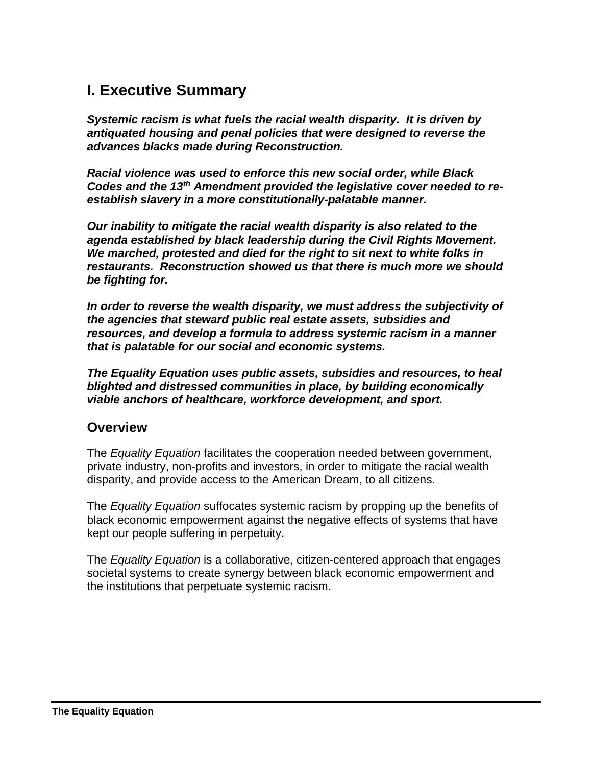# I. Executive Summary

***Systemic racism is what fuels the racial wealth disparity. It is driven by antiquated housing and penal policies that were designed to reverse the advances blacks made during Reconstruction.***

***Racial violence was used to enforce this new social order, while Black Codes and the 13th Amendment provided the legislative cover needed to re-establish slavery in a more constitutionally-palatable manner.***

***Our inability to mitigate the racial wealth disparity is also related to the agenda established by black leadership during the Civil Rights Movement. We marched, protested and died for the right to sit next to white folks in restaurants. Reconstruction showed us that there is much more we should be fighting for.***

***In order to reverse the wealth disparity, we must address the subjectivity of the agencies that steward public real estate assets, subsidies and resources, and develop a formula to address systemic racism in a manner that is palatable for our social and economic systems.***

***The Equality Equation uses public assets, subsidies and resources, to heal blighted and distressed communities in place, by building economically viable anchors of healthcare, workforce development, and sport.***

## Overview

The *Equality Equation* facilitates the cooperation needed between government, private industry, non-profits and investors, in order to mitigate the racial wealth disparity, and provide access to the American Dream, to all citizens.

The *Equality Equation* suffocates systemic racism by propping up the benefits of black economic empowerment against the negative effects of systems that have kept our people suffering in perpetuity.

The *Equality Equation* is a collaborative, citizen-centered approach that engages societal systems to create synergy between black economic empowerment and the institutions that perpetuate systemic racism.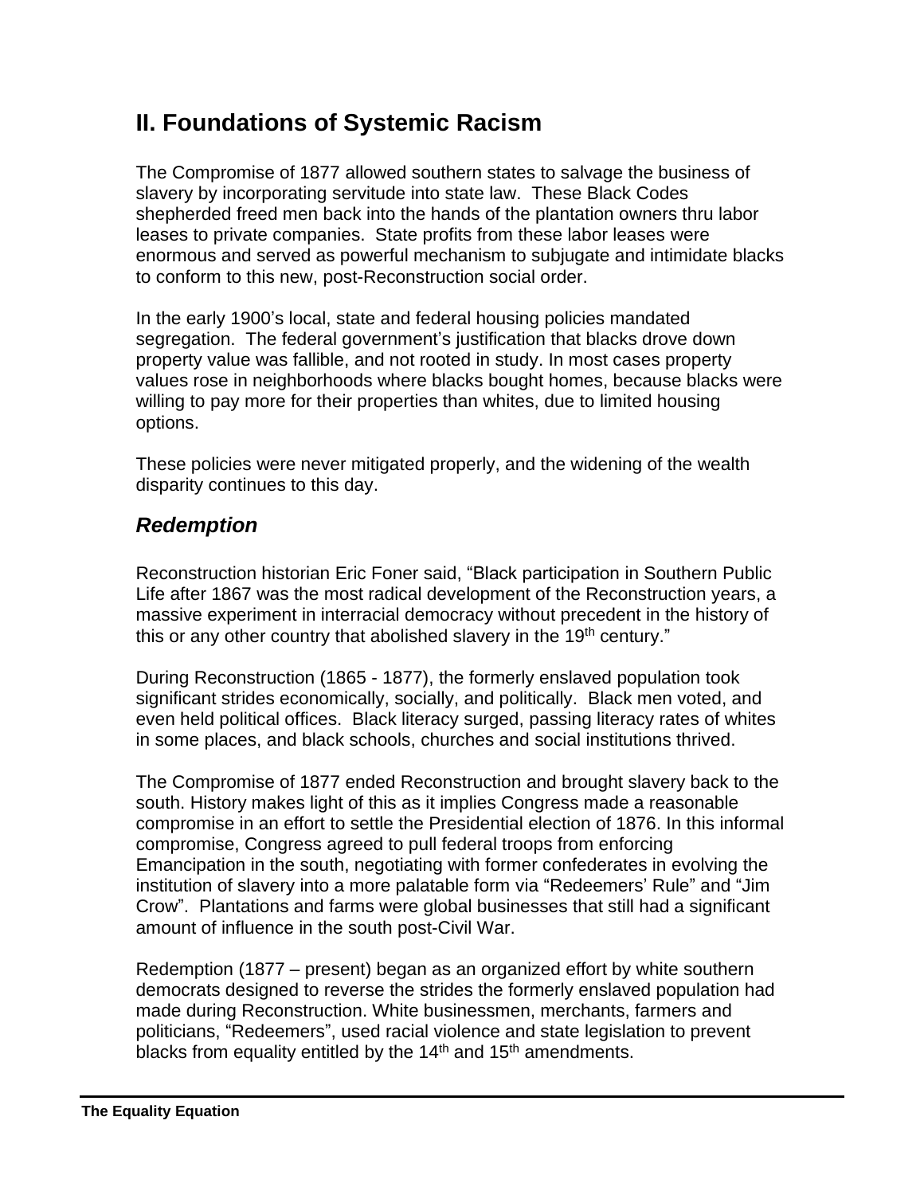## II. Foundations of Systemic Racism

The Compromise of 1877 allowed southern states to salvage the business of slavery by incorporating servitude into state law. These Black Codes shepherded freed men back into the hands of the plantation owners thru labor leases to private companies. State profits from these labor leases were enormous and served as powerful mechanism to subjugate and intimidate blacks to conform to this new, post-Reconstruction social order.

In the early 1900's local, state and federal housing policies mandated segregation. The federal government's justification that blacks drove down property value was fallible, and not rooted in study. In most cases property values rose in neighborhoods where blacks bought homes, because blacks were willing to pay more for their properties than whites, due to limited housing options.

These policies were never mitigated properly, and the widening of the wealth disparity continues to this day.

### *Redemption*

Reconstruction historian Eric Foner said, "Black participation in Southern Public Life after 1867 was the most radical development of the Reconstruction years, a massive experiment in interracial democracy without precedent in the history of this or any other country that abolished slavery in the 19th century."

During Reconstruction (1865 - 1877), the formerly enslaved population took significant strides economically, socially, and politically. Black men voted, and even held political offices. Black literacy surged, passing literacy rates of whites in some places, and black schools, churches and social institutions thrived.

The Compromise of 1877 ended Reconstruction and brought slavery back to the south. History makes light of this as it implies Congress made a reasonable compromise in an effort to settle the Presidential election of 1876. In this informal compromise, Congress agreed to pull federal troops from enforcing Emancipation in the south, negotiating with former confederates in evolving the institution of slavery into a more palatable form via "Redeemers' Rule" and "Jim Crow". Plantations and farms were global businesses that still had a significant amount of influence in the south post-Civil War.

Redemption (1877 – present) began as an organized effort by white southern democrats designed to reverse the strides the formerly enslaved population had made during Reconstruction. White businessmen, merchants, farmers and politicians, "Redeemers", used racial violence and state legislation to prevent blacks from equality entitled by the 14th and 15th amendments.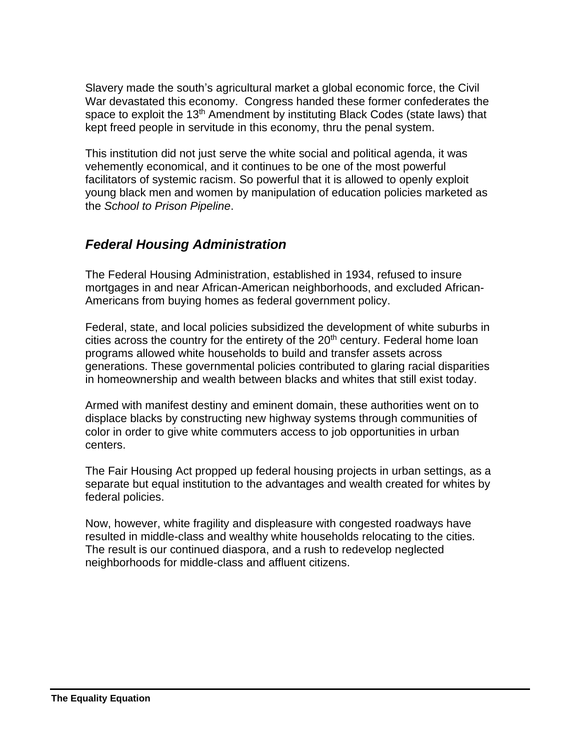Slavery made the south's agricultural market a global economic force, the Civil War devastated this economy. Congress handed these former confederates the space to exploit the 13th Amendment by instituting Black Codes (state laws) that kept freed people in servitude in this economy, thru the penal system.

This institution did not just serve the white social and political agenda, it was vehemently economical, and it continues to be one of the most powerful facilitators of systemic racism. So powerful that it is allowed to openly exploit young black men and women by manipulation of education policies marketed as the *School to Prison Pipeline*.

## *Federal Housing Administration*

The Federal Housing Administration, established in 1934, refused to insure mortgages in and near African-American neighborhoods, and excluded African-Americans from buying homes as federal government policy.

Federal, state, and local policies subsidized the development of white suburbs in cities across the country for the entirety of the 20th century. Federal home loan programs allowed white households to build and transfer assets across generations. These governmental policies contributed to glaring racial disparities in homeownership and wealth between blacks and whites that still exist today.

Armed with manifest destiny and eminent domain, these authorities went on to displace blacks by constructing new highway systems through communities of color in order to give white commuters access to job opportunities in urban centers.

The Fair Housing Act propped up federal housing projects in urban settings, as a separate but equal institution to the advantages and wealth created for whites by federal policies.

Now, however, white fragility and displeasure with congested roadways have resulted in middle-class and wealthy white households relocating to the cities. The result is our continued diaspora, and a rush to redevelop neglected neighborhoods for middle-class and affluent citizens.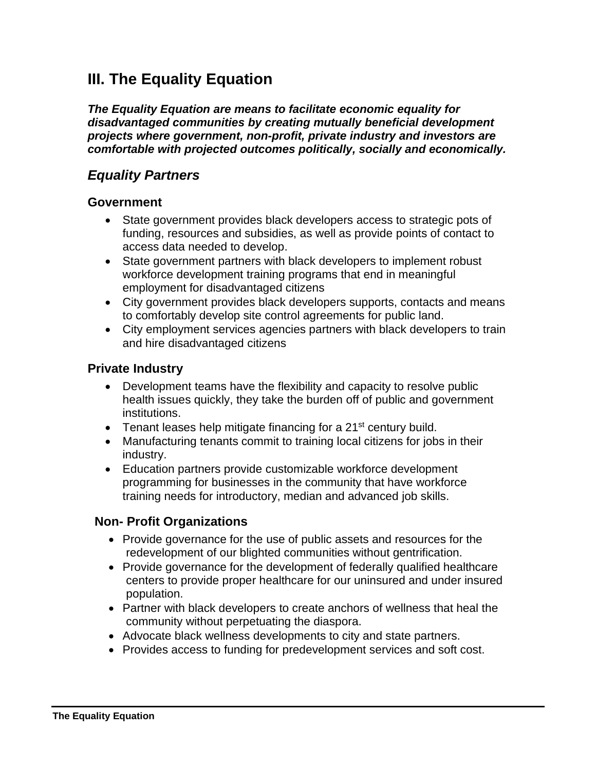# III. The Equality Equation

***The Equality Equation are means to facilitate economic equality for disadvantaged communities by creating mutually beneficial development projects where government, non-profit, private industry and investors are comfortable with projected outcomes politically, socially and economically.***

## *Equality Partners*

### Government

- State government provides black developers access to strategic pots of funding, resources and subsidies, as well as provide points of contact to access data needed to develop.
- State government partners with black developers to implement robust workforce development training programs that end in meaningful employment for disadvantaged citizens
- City government provides black developers supports, contacts and means to comfortably develop site control agreements for public land.
- City employment services agencies partners with black developers to train and hire disadvantaged citizens

### Private Industry

- Development teams have the flexibility and capacity to resolve public health issues quickly, they take the burden off of public and government institutions.
- Tenant leases help mitigate financing for a 21st century build.
- Manufacturing tenants commit to training local citizens for jobs in their industry.
- Education partners provide customizable workforce development programming for businesses in the community that have workforce training needs for introductory, median and advanced job skills.

### Non- Profit Organizations

- Provide governance for the use of public assets and resources for the redevelopment of our blighted communities without gentrification.
- Provide governance for the development of federally qualified healthcare centers to provide proper healthcare for our uninsured and under insured population.
- Partner with black developers to create anchors of wellness that heal the community without perpetuating the diaspora.
- Advocate black wellness developments to city and state partners.
- Provides access to funding for predevelopment services and soft cost.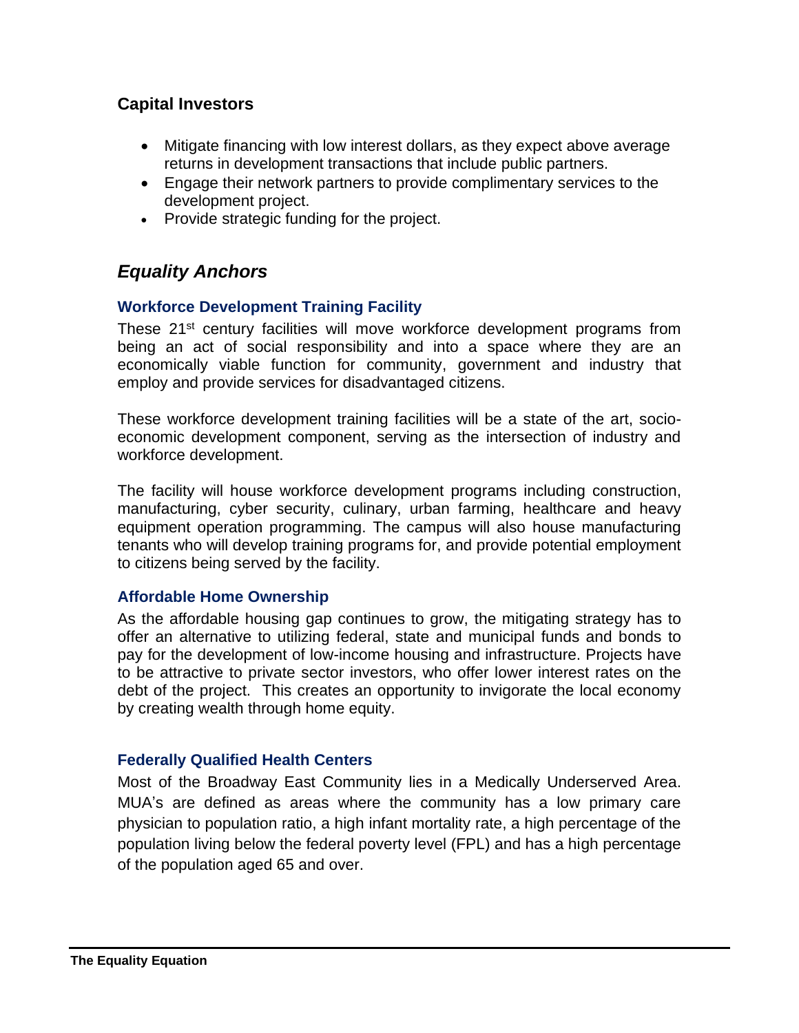### Capital Investors

- Mitigate financing with low interest dollars, as they expect above average returns in development transactions that include public partners.
- Engage their network partners to provide complimentary services to the development project.
- Provide strategic funding for the project.

## *Equality Anchors*

### Workforce Development Training Facility

These 21st century facilities will move workforce development programs from being an act of social responsibility and into a space where they are an economically viable function for community, government and industry that employ and provide services for disadvantaged citizens.

These workforce development training facilities will be a state of the art, socio-economic development component, serving as the intersection of industry and workforce development.

The facility will house workforce development programs including construction, manufacturing, cyber security, culinary, urban farming, healthcare and heavy equipment operation programming. The campus will also house manufacturing tenants who will develop training programs for, and provide potential employment to citizens being served by the facility.

### Affordable Home Ownership

As the affordable housing gap continues to grow, the mitigating strategy has to offer an alternative to utilizing federal, state and municipal funds and bonds to pay for the development of low-income housing and infrastructure. Projects have to be attractive to private sector investors, who offer lower interest rates on the debt of the project. This creates an opportunity to invigorate the local economy by creating wealth through home equity.

### Federally Qualified Health Centers

Most of the Broadway East Community lies in a Medically Underserved Area. MUA's are defined as areas where the community has a low primary care physician to population ratio, a high infant mortality rate, a high percentage of the population living below the federal poverty level (FPL) and has a high percentage of the population aged 65 and over.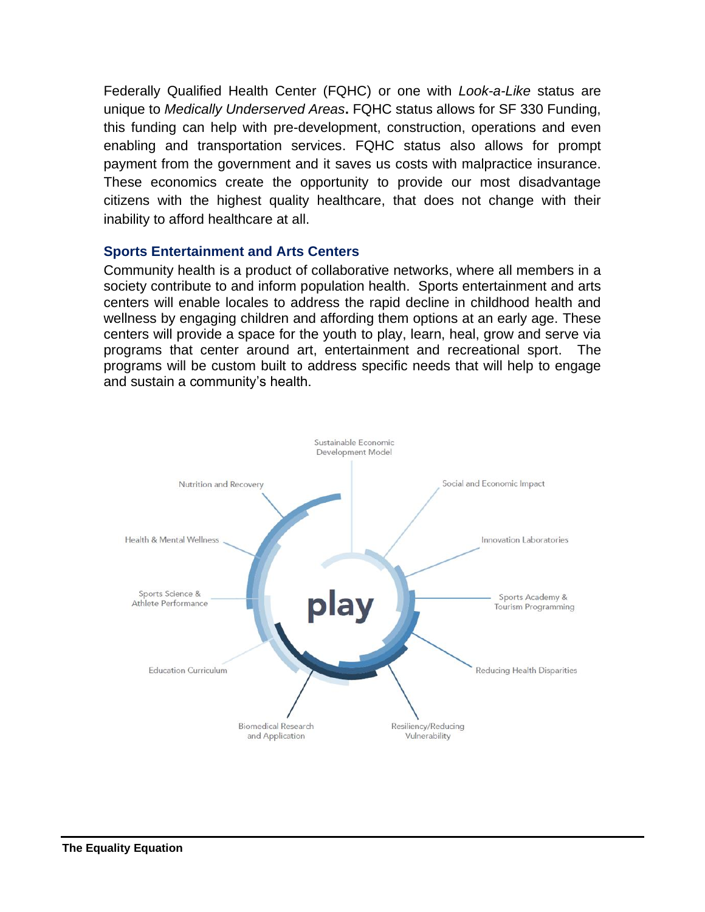Federally Qualified Health Center (FQHC) or one with *Look-a-Like* status are unique to *Medically Underserved Areas*. FQHC status allows for SF 330 Funding, this funding can help with pre-development, construction, operations and even enabling and transportation services. FQHC status also allows for prompt payment from the government and it saves us costs with malpractice insurance. These economics create the opportunity to provide our most disadvantage citizens with the highest quality healthcare, that does not change with their inability to afford healthcare at all.

### Sports Entertainment and Arts Centers

Community health is a product of collaborative networks, where all members in a society contribute to and inform population health. Sports entertainment and arts centers will enable locales to address the rapid decline in childhood health and wellness by engaging children and affording them options at an early age. These centers will provide a space for the youth to play, learn, heal, grow and serve via programs that center around art, entertainment and recreational sport. The programs will be custom built to address specific needs that will help to engage and sustain a community's health.

play

Sustainable Economic Development Model

Social and Economic Impact

Innovation Laboratories

Sports Academy & Tourism Programming

Reducing Health Disparities

Resiliency/Reducing Vulnerability

Biomedical Research and Application

Education Curriculum

Sports Science & Athlete Performance

Health & Mental Wellness

Nutrition and Recovery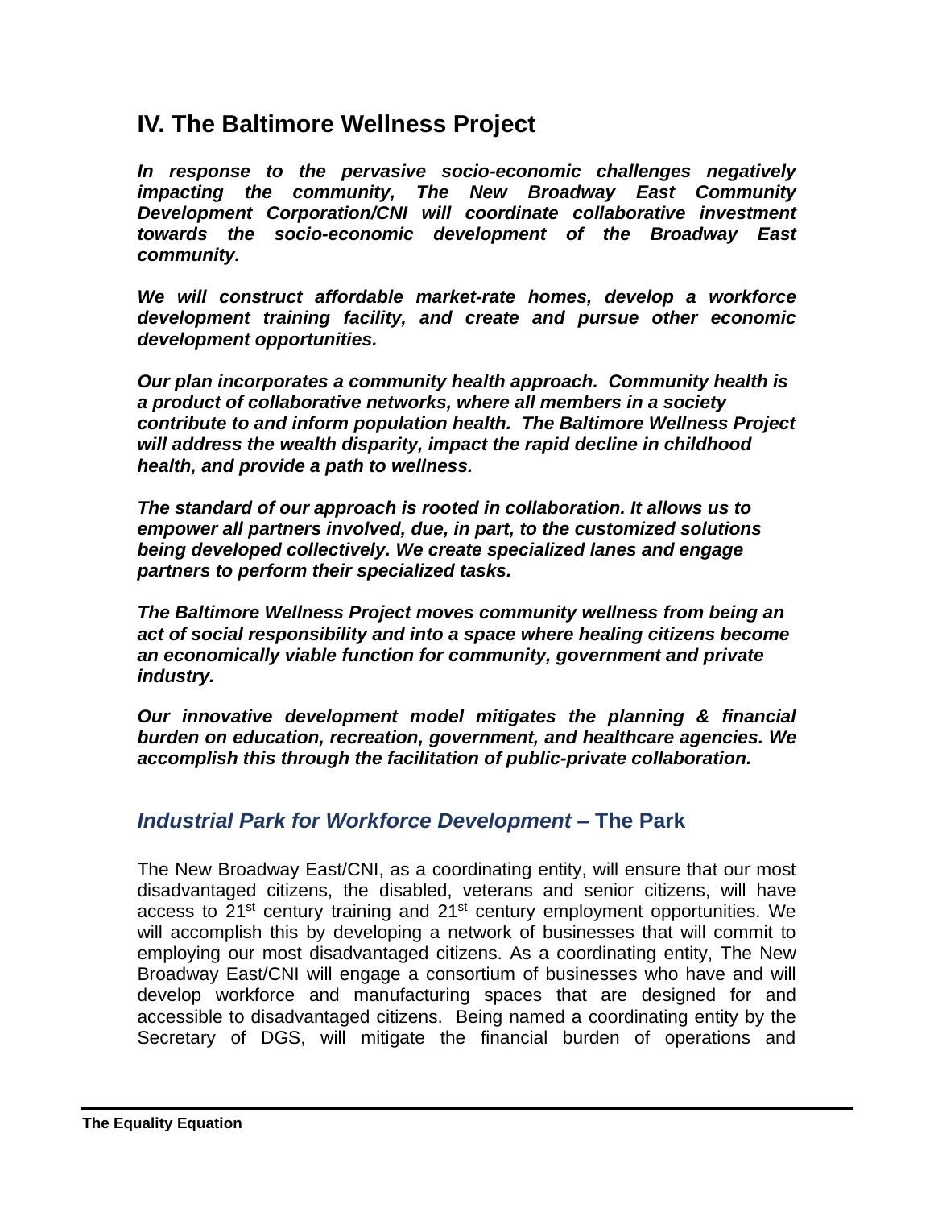## IV. The Baltimore Wellness Project

***In response to the pervasive socio-economic challenges negatively impacting the community, The New Broadway East Community Development Corporation/CNI will coordinate collaborative investment towards the socio-economic development of the Broadway East community.***

***We will construct affordable market-rate homes, develop a workforce development training facility, and create and pursue other economic development opportunities.***

***Our plan incorporates a community health approach. Community health is a product of collaborative networks, where all members in a society contribute to and inform population health. The Baltimore Wellness Project will address the wealth disparity, impact the rapid decline in childhood health, and provide a path to wellness.***

***The standard of our approach is rooted in collaboration. It allows us to empower all partners involved, due, in part, to the customized solutions being developed collectively. We create specialized lanes and engage partners to perform their specialized tasks.***

***The Baltimore Wellness Project moves community wellness from being an act of social responsibility and into a space where healing citizens become an economically viable function for community, government and private industry.***

***Our innovative development model mitigates the planning & financial burden on education, recreation, government, and healthcare agencies. We accomplish this through the facilitation of public-private collaboration.***

### *Industrial Park for Workforce Development* – The Park

The New Broadway East/CNI, as a coordinating entity, will ensure that our most disadvantaged citizens, the disabled, veterans and senior citizens, will have access to 21st century training and 21st century employment opportunities. We will accomplish this by developing a network of businesses that will commit to employing our most disadvantaged citizens. As a coordinating entity, The New Broadway East/CNI will engage a consortium of businesses who have and will develop workforce and manufacturing spaces that are designed for and accessible to disadvantaged citizens. Being named a coordinating entity by the Secretary of DGS, will mitigate the financial burden of operations and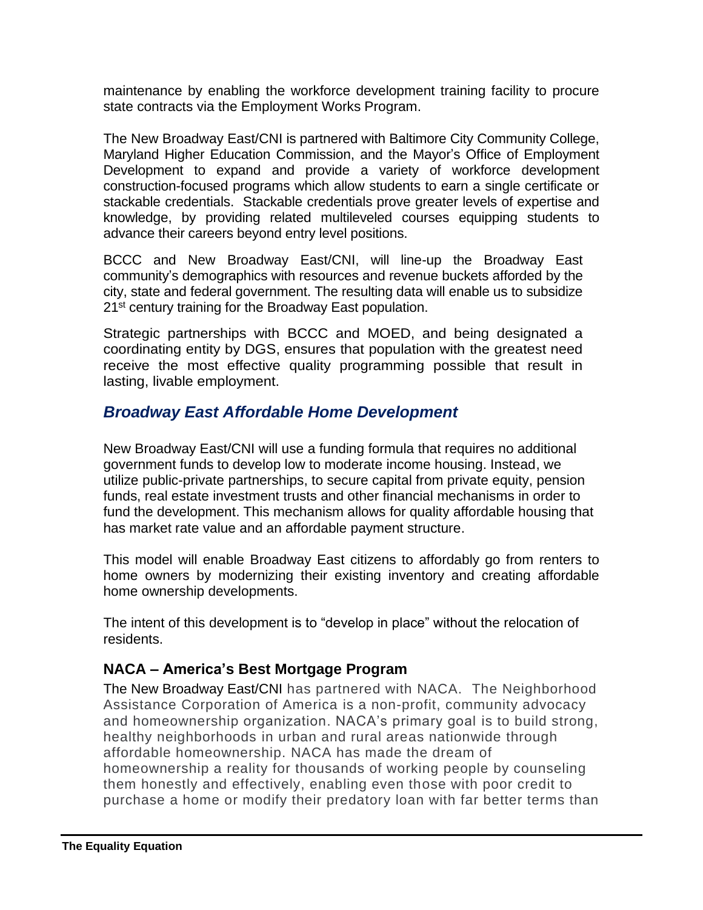maintenance by enabling the workforce development training facility to procure state contracts via the Employment Works Program.

The New Broadway East/CNI is partnered with Baltimore City Community College, Maryland Higher Education Commission, and the Mayor's Office of Employment Development to expand and provide a variety of workforce development construction-focused programs which allow students to earn a single certificate or stackable credentials. Stackable credentials prove greater levels of expertise and knowledge, by providing related multileveled courses equipping students to advance their careers beyond entry level positions.

BCCC and New Broadway East/CNI, will line-up the Broadway East community's demographics with resources and revenue buckets afforded by the city, state and federal government. The resulting data will enable us to subsidize 21st century training for the Broadway East population.

Strategic partnerships with BCCC and MOED, and being designated a coordinating entity by DGS, ensures that population with the greatest need receive the most effective quality programming possible that result in lasting, livable employment.

## *Broadway East Affordable Home Development*

New Broadway East/CNI will use a funding formula that requires no additional government funds to develop low to moderate income housing. Instead, we utilize public-private partnerships, to secure capital from private equity, pension funds, real estate investment trusts and other financial mechanisms in order to fund the development. This mechanism allows for quality affordable housing that has market rate value and an affordable payment structure.

This model will enable Broadway East citizens to affordably go from renters to home owners by modernizing their existing inventory and creating affordable home ownership developments.

The intent of this development is to "develop in place" without the relocation of residents.

### NACA – America's Best Mortgage Program

The New Broadway East/CNI has partnered with NACA. The Neighborhood Assistance Corporation of America is a non-profit, community advocacy and homeownership organization. NACA's primary goal is to build strong, healthy neighborhoods in urban and rural areas nationwide through affordable homeownership. NACA has made the dream of homeownership a reality for thousands of working people by counseling them honestly and effectively, enabling even those with poor credit to purchase a home or modify their predatory loan with far better terms than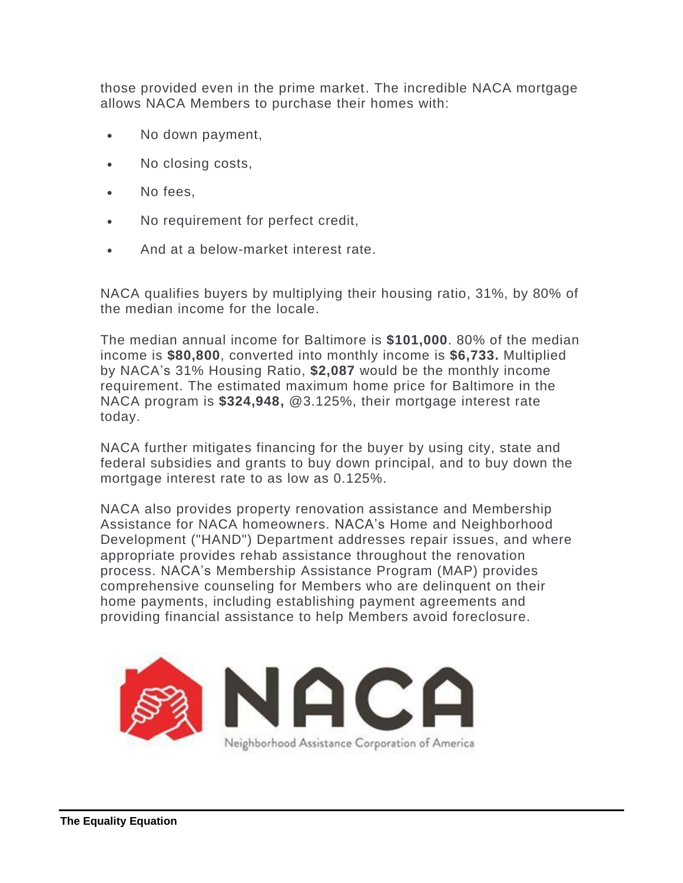those provided even in the prime market. The incredible NACA mortgage allows NACA Members to purchase their homes with:

- No down payment,
- No closing costs,
- No fees,
- No requirement for perfect credit,
- And at a below-market interest rate.

NACA qualifies buyers by multiplying their housing ratio, 31%, by 80% of the median income for the locale.

The median annual income for Baltimore is **$101,000**. 80% of the median income is **$80,800**, converted into monthly income is **$6,733.** Multiplied by NACA's 31% Housing Ratio, **$2,087** would be the monthly income requirement. The estimated maximum home price for Baltimore in the NACA program is **$324,948,** @3.125%, their mortgage interest rate today.

NACA further mitigates financing for the buyer by using city, state and federal subsidies and grants to buy down principal, and to buy down the mortgage interest rate to as low as 0.125%.

NACA also provides property renovation assistance and Membership Assistance for NACA homeowners. NACA's Home and Neighborhood Development ("HAND") Department addresses repair issues, and where appropriate provides rehab assistance throughout the renovation process. NACA's Membership Assistance Program (MAP) provides comprehensive counseling for Members who are delinquent on their home payments, including establishing payment agreements and providing financial assistance to help Members avoid foreclosure.

NACA

Neighborhood Assistance Corporation of America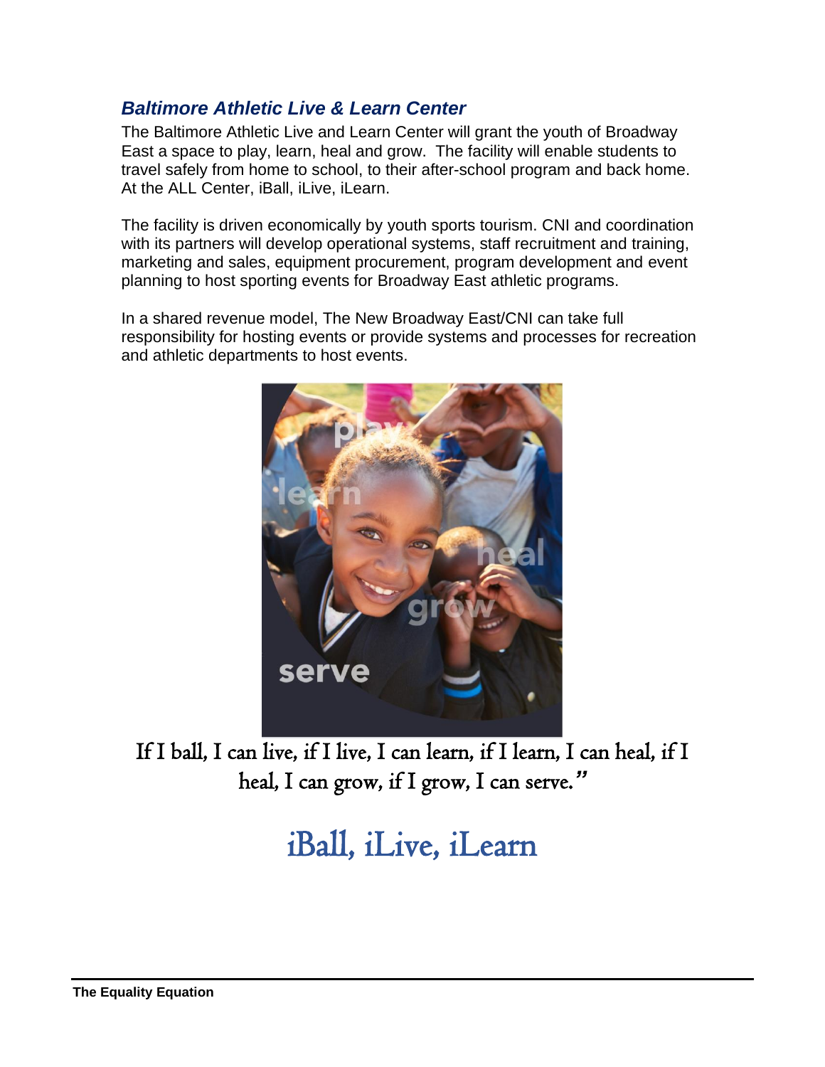### *Baltimore Athletic Live & Learn Center*

The Baltimore Athletic Live and Learn Center will grant the youth of Broadway East a space to play, learn, heal and grow. The facility will enable students to travel safely from home to school, to their after-school program and back home. At the ALL Center, iBall, iLive, iLearn.

The facility is driven economically by youth sports tourism. CNI and coordination with its partners will develop operational systems, staff recruitment and training, marketing and sales, equipment procurement, program development and event planning to host sporting events for Broadway East athletic programs.

In a shared revenue model, The New Broadway East/CNI can take full responsibility for hosting events or provide systems and processes for recreation and athletic departments to host events.

If I ball, I can live, if I live, I can learn, if I learn, I can heal, if I heal, I can grow, if I grow, I can serve."

iBall, iLive, iLearn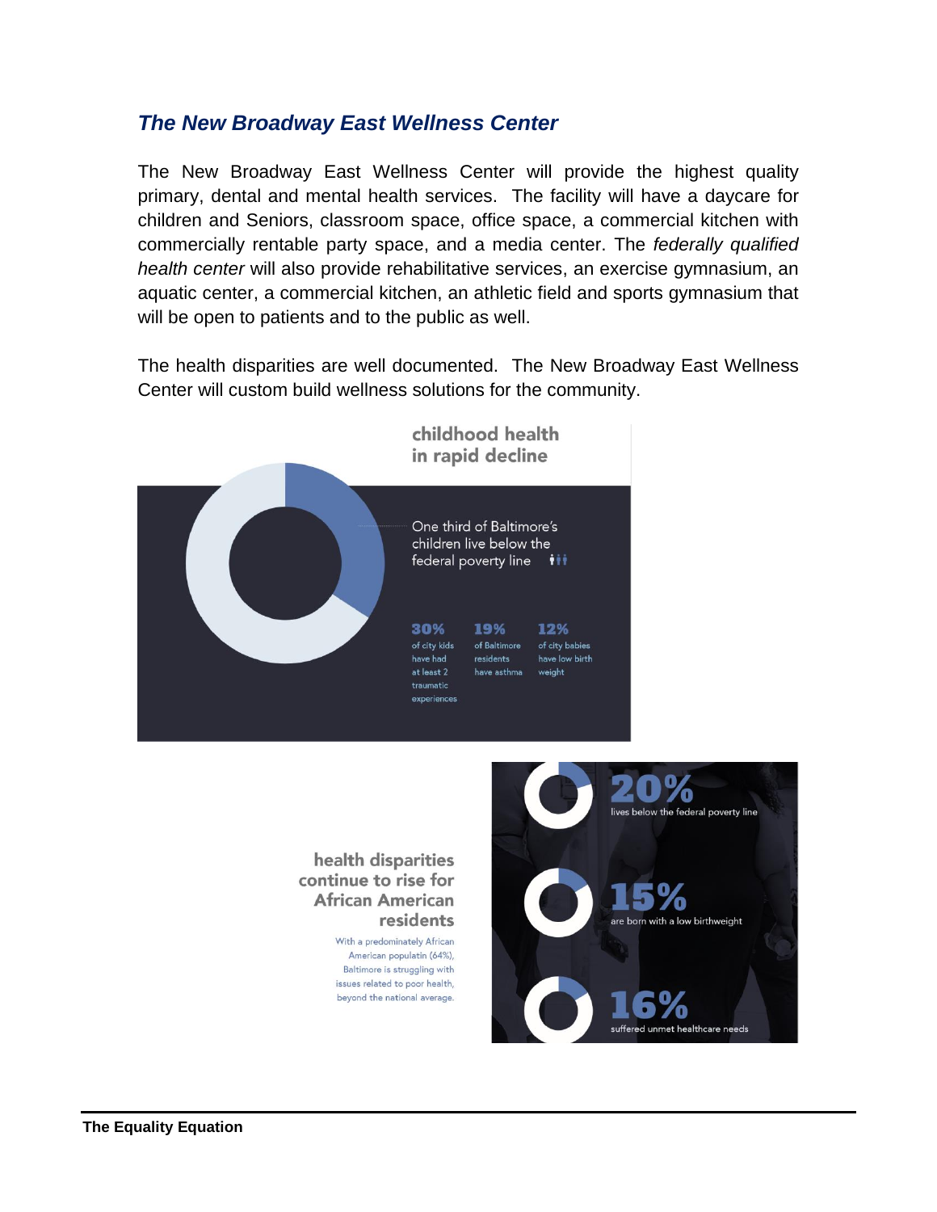## *The New Broadway East Wellness Center*

The New Broadway East Wellness Center will provide the highest quality primary, dental and mental health services. The facility will have a daycare for children and Seniors, classroom space, office space, a commercial kitchen with commercially rentable party space, and a media center. The *federally qualified health center* will also provide rehabilitative services, an exercise gymnasium, an aquatic center, a commercial kitchen, an athletic field and sports gymnasium that will be open to patients and to the public as well.

The health disparities are well documented. The New Broadway East Wellness Center will custom build wellness solutions for the community.

**childhood health in rapid decline**

One third of Baltimore's children live below the federal poverty line

**30%** of city kids have had at least 2 traumatic experiences

**19%** of Baltimore residents have asthma

**12%** of city babies have low birth weight

**health disparities continue to rise for African American residents**

With a predominately African American populatin (64%), Baltimore is struggling with issues related to poor health, beyond the national average.

**20%** lives below the federal poverty line

**15%** are born with a low birthweight

**16%** suffered unmet healthcare needs

**The Equality Equation**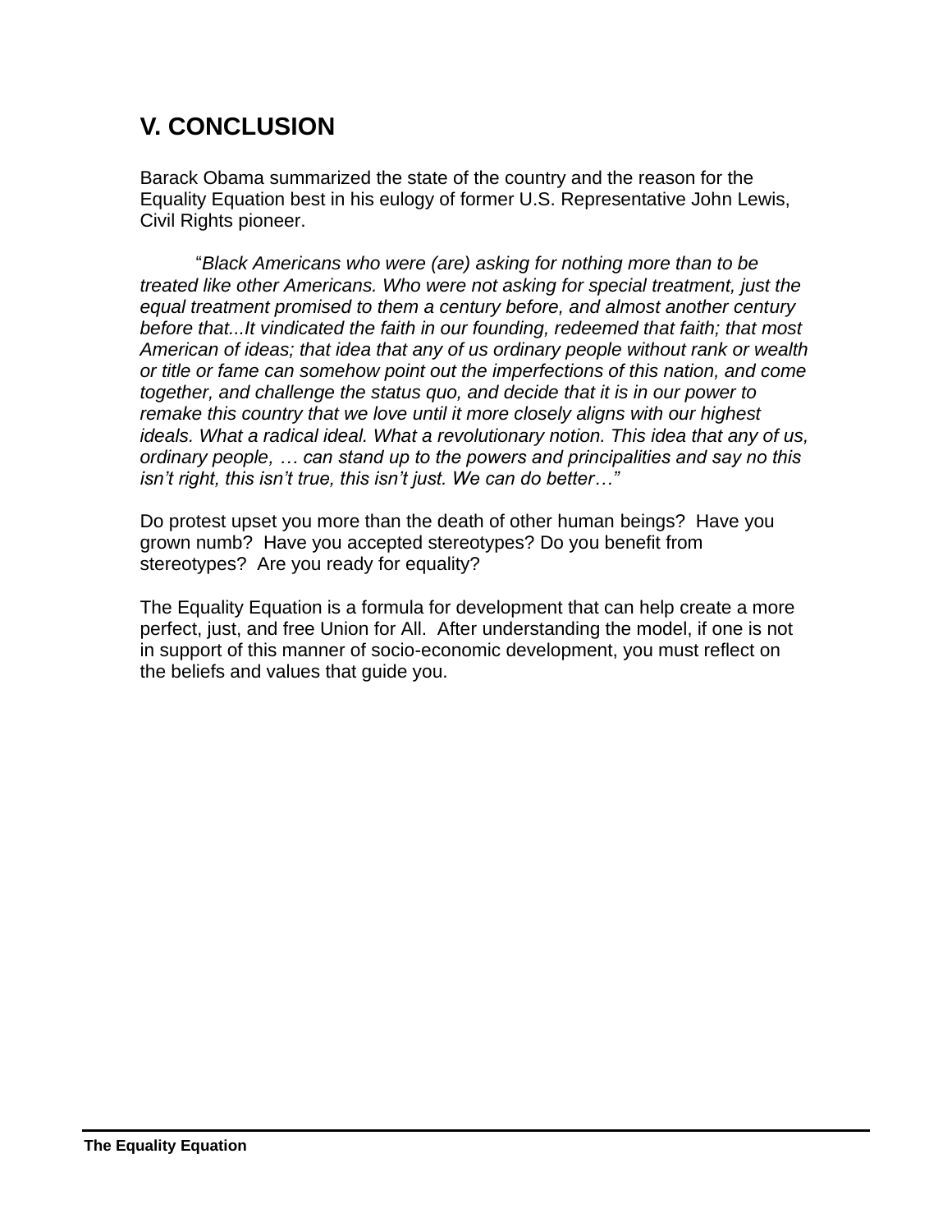## V. CONCLUSION

Barack Obama summarized the state of the country and the reason for the Equality Equation best in his eulogy of former U.S. Representative John Lewis, Civil Rights pioneer.

"*Black Americans who were (are) asking for nothing more than to be treated like other Americans. Who were not asking for special treatment, just the equal treatment promised to them a century before, and almost another century before that...It vindicated the faith in our founding, redeemed that faith; that most American of ideas; that idea that any of us ordinary people without rank or wealth or title or fame can somehow point out the imperfections of this nation, and come together, and challenge the status quo, and decide that it is in our power to remake this country that we love until it more closely aligns with our highest ideals. What a radical ideal. What a revolutionary notion. This idea that any of us, ordinary people, … can stand up to the powers and principalities and say no this isn't right, this isn't true, this isn't just. We can do better…"*

Do protest upset you more than the death of other human beings? Have you grown numb? Have you accepted stereotypes? Do you benefit from stereotypes? Are you ready for equality?

The Equality Equation is a formula for development that can help create a more perfect, just, and free Union for All. After understanding the model, if one is not in support of this manner of socio-economic development, you must reflect on the beliefs and values that guide you.